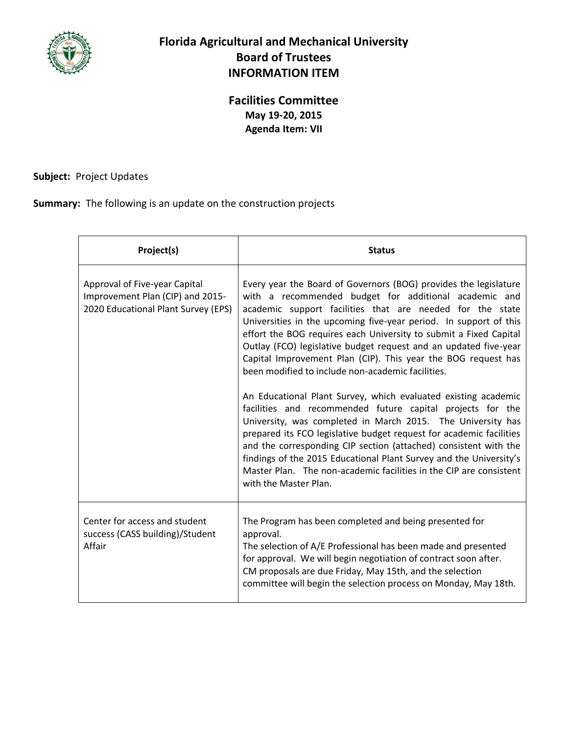# Florida Agricultural and Mechanical University
## Board of Trustees
## INFORMATION ITEM

### Facilities Committee
**May 19-20, 2015**
**Agenda Item: VII**

**Subject:** Project Updates

**Summary:** The following is an update on the construction projects

| Project(s) | Status |
|---|---|
| Approval of Five-year Capital Improvement Plan (CIP) and 2015-2020 Educational Plant Survey (EPS) | Every year the Board of Governors (BOG) provides the legislature with a recommended budget for additional academic and academic support facilities that are needed for the state Universities in the upcoming five-year period. In support of this effort the BOG requires each University to submit a Fixed Capital Outlay (FCO) legislative budget request and an updated five-year Capital Improvement Plan (CIP). This year the BOG request has been modified to include non-academic facilities.<br><br>An Educational Plant Survey, which evaluated existing academic facilities and recommended future capital projects for the University, was completed in March 2015. The University has prepared its FCO legislative budget request for academic facilities and the corresponding CIP section (attached) consistent with the findings of the 2015 Educational Plant Survey and the University's Master Plan. The non-academic facilities in the CIP are consistent with the Master Plan. |
| Center for access and student success (CASS building)/Student Affair | The Program has been completed and being presented for approval.<br>The selection of A/E Professional has been made and presented for approval. We will begin negotiation of contract soon after.<br>CM proposals are due Friday, May 15th, and the selection committee will begin the selection process on Monday, May 18th. |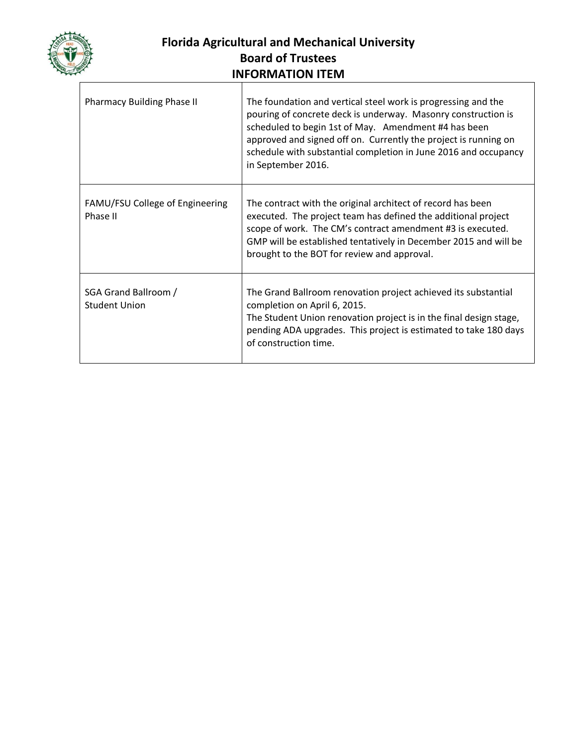**Florida Agricultural and Mechanical University**
**Board of Trustees**
**INFORMATION ITEM**

| | |
|---|---|
| Pharmacy Building Phase II | The foundation and vertical steel work is progressing and the pouring of concrete deck is underway. Masonry construction is scheduled to begin 1st of May. Amendment #4 has been approved and signed off on. Currently the project is running on schedule with substantial completion in June 2016 and occupancy in September 2016. |
| FAMU/FSU College of Engineering Phase II | The contract with the original architect of record has been executed. The project team has defined the additional project scope of work. The CM's contract amendment #3 is executed. GMP will be established tentatively in December 2015 and will be brought to the BOT for review and approval. |
| SGA Grand Ballroom / Student Union | The Grand Ballroom renovation project achieved its substantial completion on April 6, 2015. The Student Union renovation project is in the final design stage, pending ADA upgrades. This project is estimated to take 180 days of construction time. |